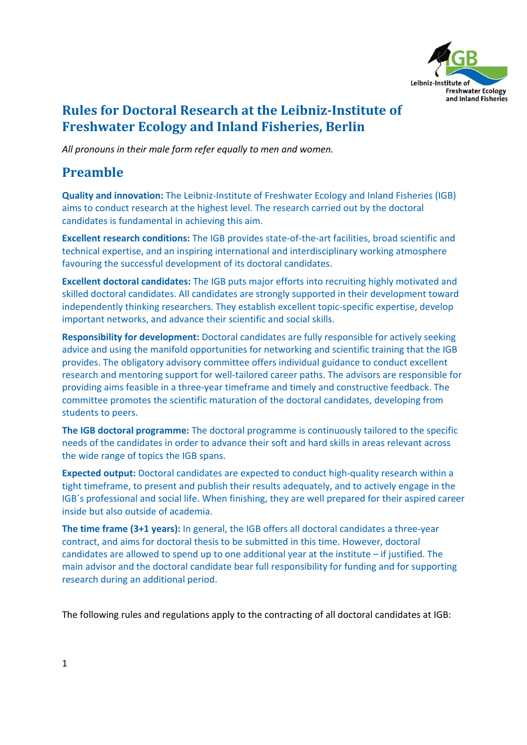# Rules for Doctoral Research at the Leibniz-Institute of Freshwater Ecology and Inland Fisheries, Berlin

*All pronouns in their male form refer equally to men and women.*

## Preamble

**Quality and innovation:** The Leibniz-Institute of Freshwater Ecology and Inland Fisheries (IGB) aims to conduct research at the highest level. The research carried out by the doctoral candidates is fundamental in achieving this aim.

**Excellent research conditions:** The IGB provides state-of-the-art facilities, broad scientific and technical expertise, and an inspiring international and interdisciplinary working atmosphere favouring the successful development of its doctoral candidates.

**Excellent doctoral candidates:** The IGB puts major efforts into recruiting highly motivated and skilled doctoral candidates. All candidates are strongly supported in their development toward independently thinking researchers. They establish excellent topic-specific expertise, develop important networks, and advance their scientific and social skills.

**Responsibility for development:** Doctoral candidates are fully responsible for actively seeking advice and using the manifold opportunities for networking and scientific training that the IGB provides. The obligatory advisory committee offers individual guidance to conduct excellent research and mentoring support for well-tailored career paths. The advisors are responsible for providing aims feasible in a three-year timeframe and timely and constructive feedback. The committee promotes the scientific maturation of the doctoral candidates, developing from students to peers.

**The IGB doctoral programme:** The doctoral programme is continuously tailored to the specific needs of the candidates in order to advance their soft and hard skills in areas relevant across the wide range of topics the IGB spans.

**Expected output:** Doctoral candidates are expected to conduct high-quality research within a tight timeframe, to present and publish their results adequately, and to actively engage in the IGB´s professional and social life. When finishing, they are well prepared for their aspired career inside but also outside of academia.

**The time frame (3+1 years):** In general, the IGB offers all doctoral candidates a three-year contract, and aims for doctoral thesis to be submitted in this time. However, doctoral candidates are allowed to spend up to one additional year at the institute – if justified. The main advisor and the doctoral candidate bear full responsibility for funding and for supporting research during an additional period.

The following rules and regulations apply to the contracting of all doctoral candidates at IGB: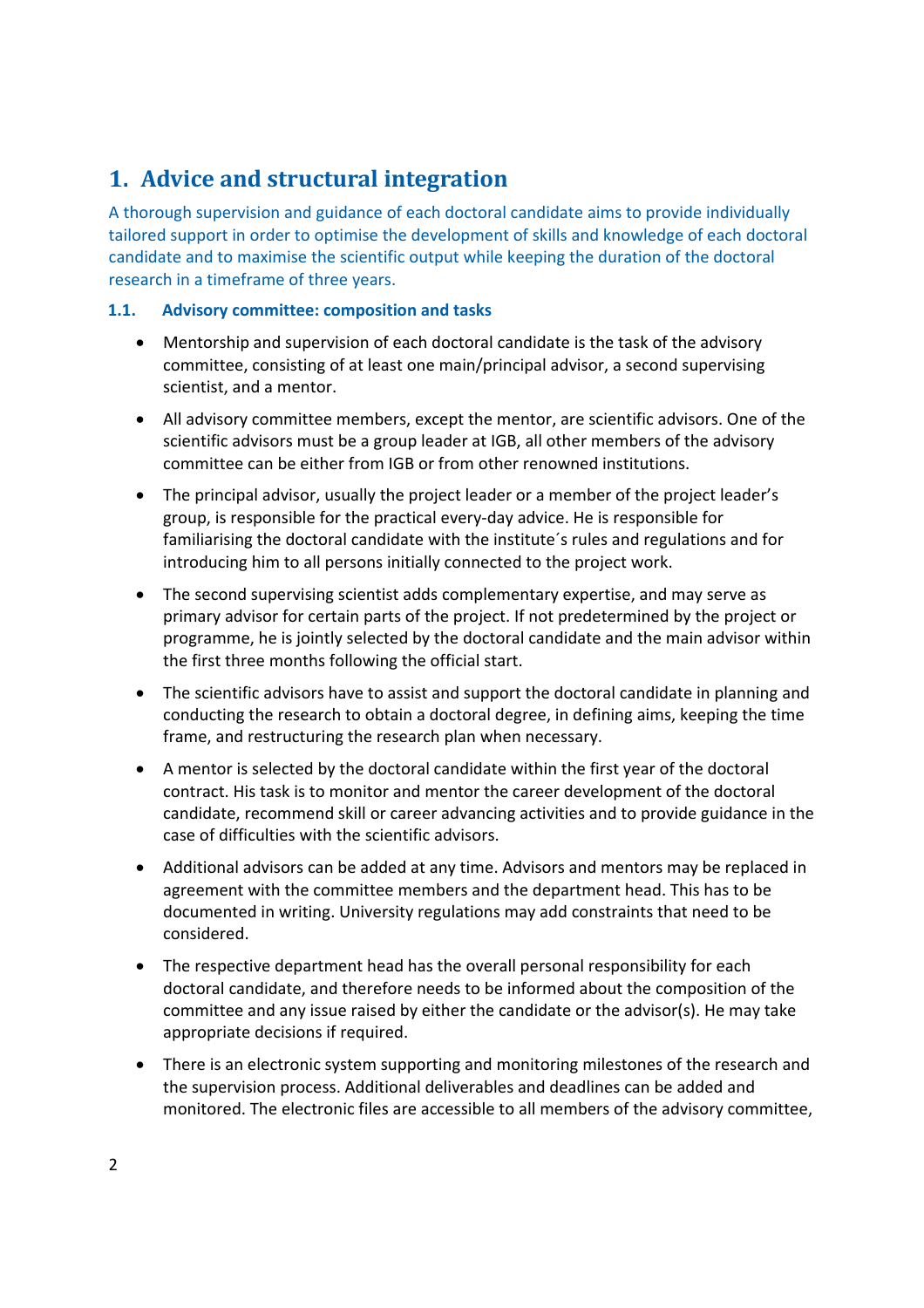# 1. Advice and structural integration

A thorough supervision and guidance of each doctoral candidate aims to provide individually tailored support in order to optimise the development of skills and knowledge of each doctoral candidate and to maximise the scientific output while keeping the duration of the doctoral research in a timeframe of three years.

### 1.1. Advisory committee: composition and tasks

- Mentorship and supervision of each doctoral candidate is the task of the advisory committee, consisting of at least one main/principal advisor, a second supervising scientist, and a mentor.
- All advisory committee members, except the mentor, are scientific advisors. One of the scientific advisors must be a group leader at IGB, all other members of the advisory committee can be either from IGB or from other renowned institutions.
- The principal advisor, usually the project leader or a member of the project leader's group, is responsible for the practical every-day advice. He is responsible for familiarising the doctoral candidate with the institute´s rules and regulations and for introducing him to all persons initially connected to the project work.
- The second supervising scientist adds complementary expertise, and may serve as primary advisor for certain parts of the project. If not predetermined by the project or programme, he is jointly selected by the doctoral candidate and the main advisor within the first three months following the official start.
- The scientific advisors have to assist and support the doctoral candidate in planning and conducting the research to obtain a doctoral degree, in defining aims, keeping the time frame, and restructuring the research plan when necessary.
- A mentor is selected by the doctoral candidate within the first year of the doctoral contract. His task is to monitor and mentor the career development of the doctoral candidate, recommend skill or career advancing activities and to provide guidance in the case of difficulties with the scientific advisors.
- Additional advisors can be added at any time. Advisors and mentors may be replaced in agreement with the committee members and the department head. This has to be documented in writing. University regulations may add constraints that need to be considered.
- The respective department head has the overall personal responsibility for each doctoral candidate, and therefore needs to be informed about the composition of the committee and any issue raised by either the candidate or the advisor(s). He may take appropriate decisions if required.
- There is an electronic system supporting and monitoring milestones of the research and the supervision process. Additional deliverables and deadlines can be added and monitored. The electronic files are accessible to all members of the advisory committee,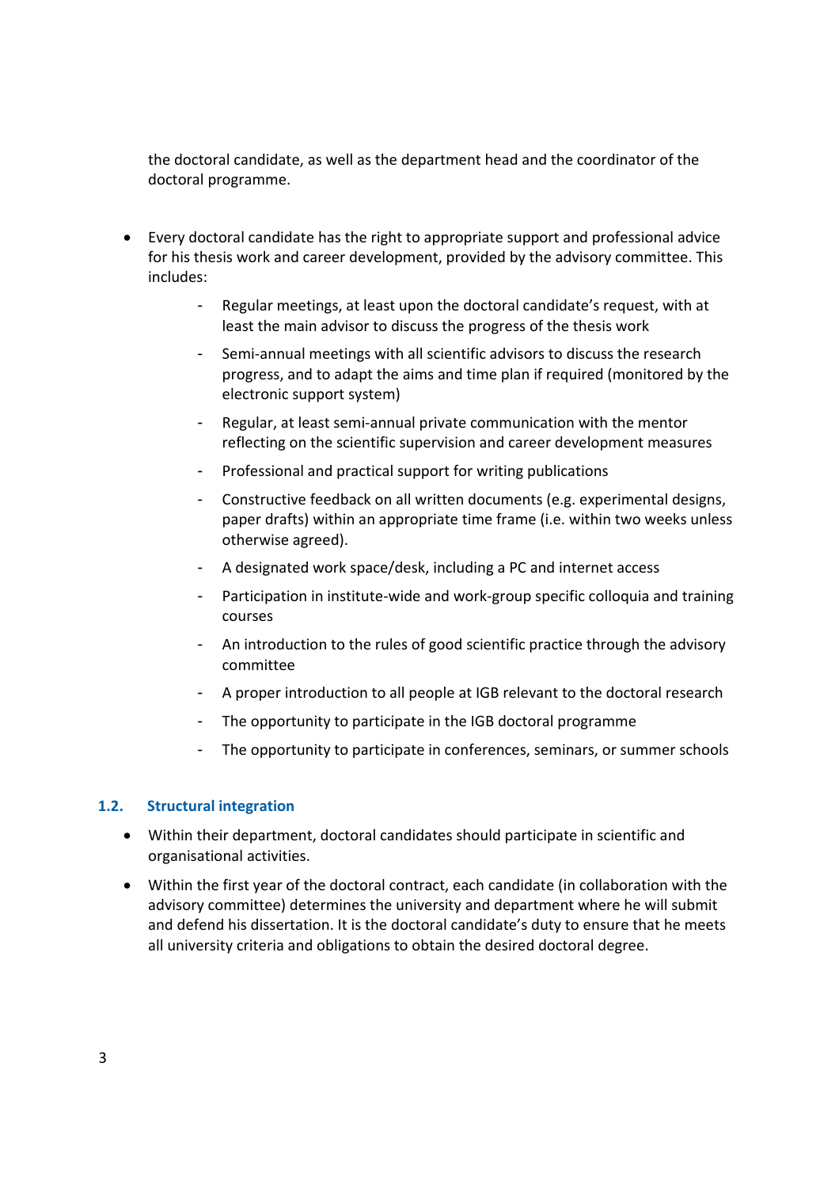the doctoral candidate, as well as the department head and the coordinator of the doctoral programme.

- Every doctoral candidate has the right to appropriate support and professional advice for his thesis work and career development, provided by the advisory committee. This includes:
    - Regular meetings, at least upon the doctoral candidate's request, with at least the main advisor to discuss the progress of the thesis work
    - Semi-annual meetings with all scientific advisors to discuss the research progress, and to adapt the aims and time plan if required (monitored by the electronic support system)
    - Regular, at least semi-annual private communication with the mentor reflecting on the scientific supervision and career development measures
    - Professional and practical support for writing publications
    - Constructive feedback on all written documents (e.g. experimental designs, paper drafts) within an appropriate time frame (i.e. within two weeks unless otherwise agreed).
    - A designated work space/desk, including a PC and internet access
    - Participation in institute-wide and work-group specific colloquia and training courses
    - An introduction to the rules of good scientific practice through the advisory committee
    - A proper introduction to all people at IGB relevant to the doctoral research
    - The opportunity to participate in the IGB doctoral programme
    - The opportunity to participate in conferences, seminars, or summer schools

### 1.2. Structural integration

- Within their department, doctoral candidates should participate in scientific and organisational activities.
- Within the first year of the doctoral contract, each candidate (in collaboration with the advisory committee) determines the university and department where he will submit and defend his dissertation. It is the doctoral candidate's duty to ensure that he meets all university criteria and obligations to obtain the desired doctoral degree.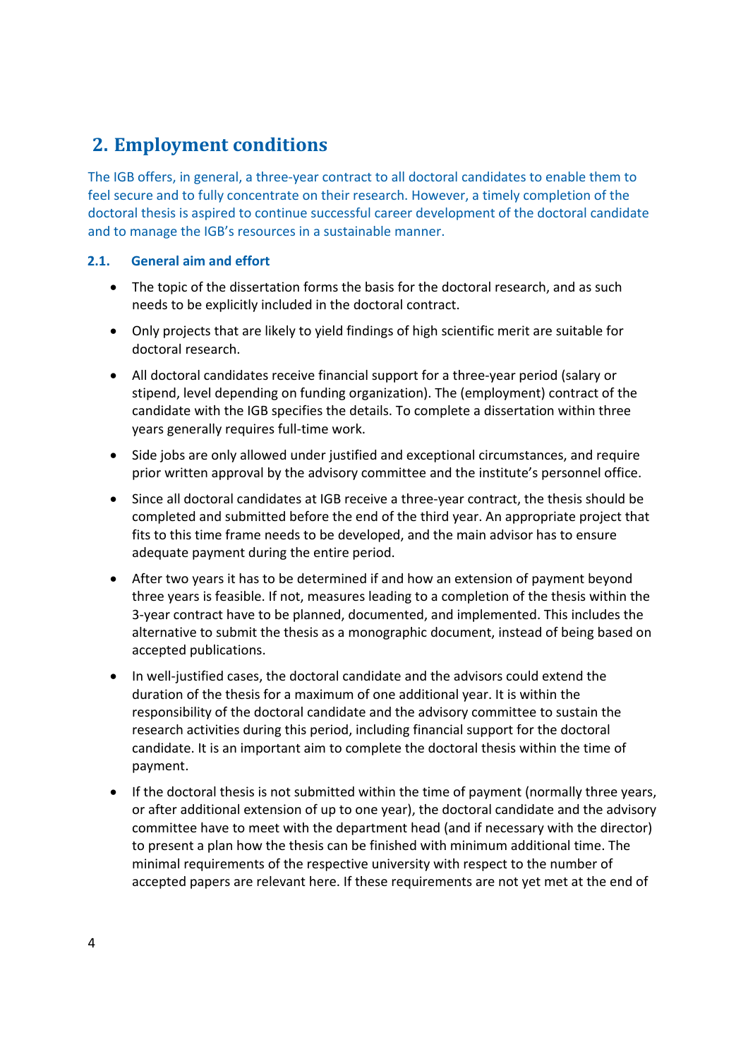## 2. Employment conditions

The IGB offers, in general, a three-year contract to all doctoral candidates to enable them to feel secure and to fully concentrate on their research. However, a timely completion of the doctoral thesis is aspired to continue successful career development of the doctoral candidate and to manage the IGB's resources in a sustainable manner.

### 2.1. General aim and effort

- The topic of the dissertation forms the basis for the doctoral research, and as such needs to be explicitly included in the doctoral contract.
- Only projects that are likely to yield findings of high scientific merit are suitable for doctoral research.
- All doctoral candidates receive financial support for a three-year period (salary or stipend, level depending on funding organization). The (employment) contract of the candidate with the IGB specifies the details. To complete a dissertation within three years generally requires full-time work.
- Side jobs are only allowed under justified and exceptional circumstances, and require prior written approval by the advisory committee and the institute's personnel office.
- Since all doctoral candidates at IGB receive a three-year contract, the thesis should be completed and submitted before the end of the third year. An appropriate project that fits to this time frame needs to be developed, and the main advisor has to ensure adequate payment during the entire period.
- After two years it has to be determined if and how an extension of payment beyond three years is feasible. If not, measures leading to a completion of the thesis within the 3-year contract have to be planned, documented, and implemented. This includes the alternative to submit the thesis as a monographic document, instead of being based on accepted publications.
- In well-justified cases, the doctoral candidate and the advisors could extend the duration of the thesis for a maximum of one additional year. It is within the responsibility of the doctoral candidate and the advisory committee to sustain the research activities during this period, including financial support for the doctoral candidate. It is an important aim to complete the doctoral thesis within the time of payment.
- If the doctoral thesis is not submitted within the time of payment (normally three years, or after additional extension of up to one year), the doctoral candidate and the advisory committee have to meet with the department head (and if necessary with the director) to present a plan how the thesis can be finished with minimum additional time. The minimal requirements of the respective university with respect to the number of accepted papers are relevant here. If these requirements are not yet met at the end of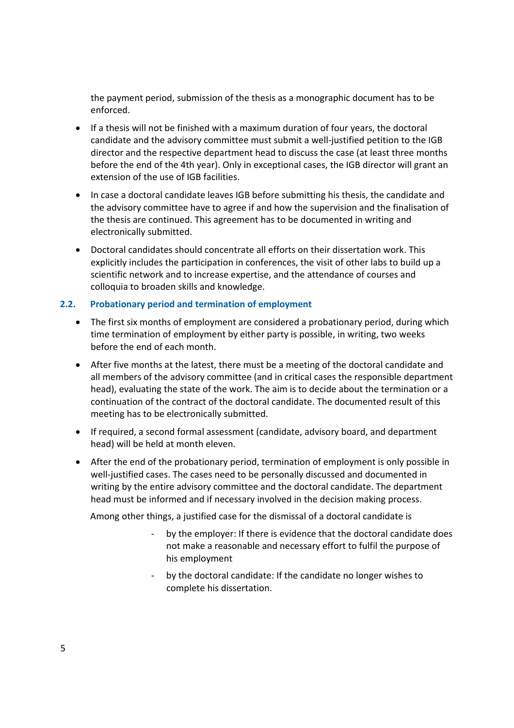the payment period, submission of the thesis as a monographic document has to be enforced.

- If a thesis will not be finished with a maximum duration of four years, the doctoral candidate and the advisory committee must submit a well-justified petition to the IGB director and the respective department head to discuss the case (at least three months before the end of the 4th year). Only in exceptional cases, the IGB director will grant an extension of the use of IGB facilities.
- In case a doctoral candidate leaves IGB before submitting his thesis, the candidate and the advisory committee have to agree if and how the supervision and the finalisation of the thesis are continued. This agreement has to be documented in writing and electronically submitted.
- Doctoral candidates should concentrate all efforts on their dissertation work. This explicitly includes the participation in conferences, the visit of other labs to build up a scientific network and to increase expertise, and the attendance of courses and colloquia to broaden skills and knowledge.

### 2.2. Probationary period and termination of employment

- The first six months of employment are considered a probationary period, during which time termination of employment by either party is possible, in writing, two weeks before the end of each month.
- After five months at the latest, there must be a meeting of the doctoral candidate and all members of the advisory committee (and in critical cases the responsible department head), evaluating the state of the work. The aim is to decide about the termination or a continuation of the contract of the doctoral candidate. The documented result of this meeting has to be electronically submitted.
- If required, a second formal assessment (candidate, advisory board, and department head) will be held at month eleven.
- After the end of the probationary period, termination of employment is only possible in well-justified cases. The cases need to be personally discussed and documented in writing by the entire advisory committee and the doctoral candidate. The department head must be informed and if necessary involved in the decision making process.

  Among other things, a justified case for the dismissal of a doctoral candidate is

  - by the employer: If there is evidence that the doctoral candidate does not make a reasonable and necessary effort to fulfil the purpose of his employment
  - by the doctoral candidate: If the candidate no longer wishes to complete his dissertation.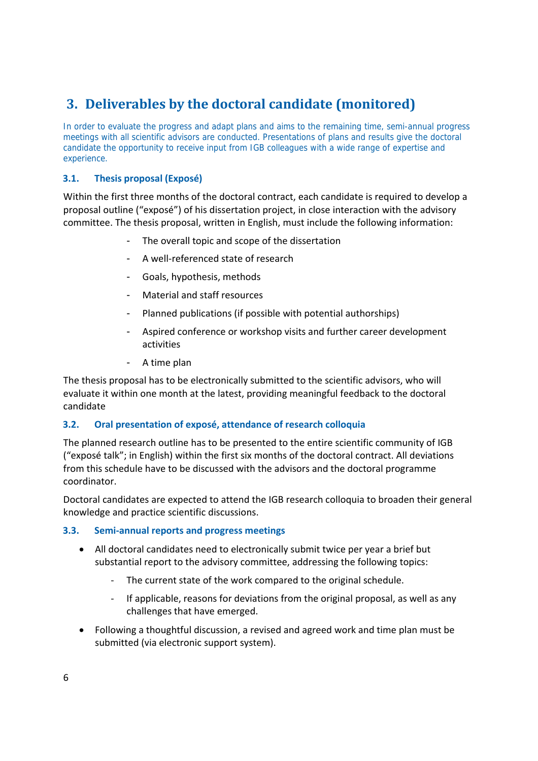# 3. Deliverables by the doctoral candidate (monitored)

In order to evaluate the progress and adapt plans and aims to the remaining time, semi-annual progress meetings with all scientific advisors are conducted. Presentations of plans and results give the doctoral candidate the opportunity to receive input from IGB colleagues with a wide range of expertise and experience.

### 3.1. Thesis proposal (Exposé)

Within the first three months of the doctoral contract, each candidate is required to develop a proposal outline ("exposé") of his dissertation project, in close interaction with the advisory committee. The thesis proposal, written in English, must include the following information:

- The overall topic and scope of the dissertation
- A well-referenced state of research
- Goals, hypothesis, methods
- Material and staff resources
- Planned publications (if possible with potential authorships)
- Aspired conference or workshop visits and further career development activities
- A time plan

The thesis proposal has to be electronically submitted to the scientific advisors, who will evaluate it within one month at the latest, providing meaningful feedback to the doctoral candidate

### 3.2. Oral presentation of exposé, attendance of research colloquia

The planned research outline has to be presented to the entire scientific community of IGB ("exposé talk"; in English) within the first six months of the doctoral contract. All deviations from this schedule have to be discussed with the advisors and the doctoral programme coordinator.

Doctoral candidates are expected to attend the IGB research colloquia to broaden their general knowledge and practice scientific discussions.

### 3.3. Semi-annual reports and progress meetings

- All doctoral candidates need to electronically submit twice per year a brief but substantial report to the advisory committee, addressing the following topics:
  - The current state of the work compared to the original schedule.
  - If applicable, reasons for deviations from the original proposal, as well as any challenges that have emerged.
- Following a thoughtful discussion, a revised and agreed work and time plan must be submitted (via electronic support system).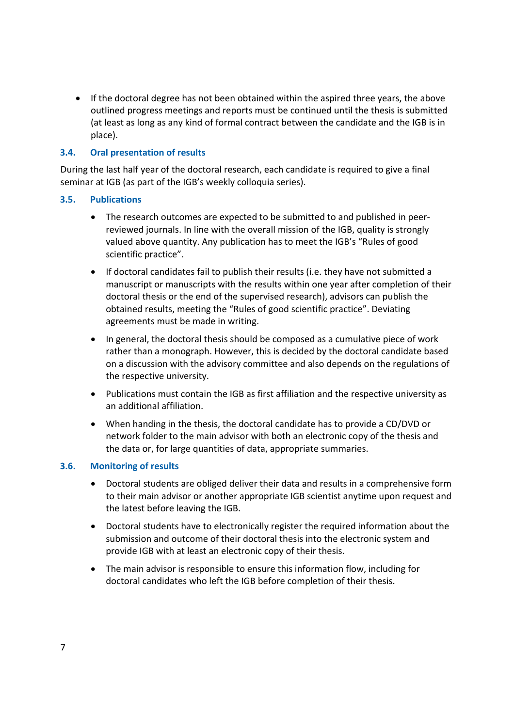- If the doctoral degree has not been obtained within the aspired three years, the above outlined progress meetings and reports must be continued until the thesis is submitted (at least as long as any kind of formal contract between the candidate and the IGB is in place).

### 3.4. Oral presentation of results

During the last half year of the doctoral research, each candidate is required to give a final seminar at IGB (as part of the IGB's weekly colloquia series).

### 3.5. Publications

- The research outcomes are expected to be submitted to and published in peer-reviewed journals. In line with the overall mission of the IGB, quality is strongly valued above quantity. Any publication has to meet the IGB's "Rules of good scientific practice".
- If doctoral candidates fail to publish their results (i.e. they have not submitted a manuscript or manuscripts with the results within one year after completion of their doctoral thesis or the end of the supervised research), advisors can publish the obtained results, meeting the "Rules of good scientific practice". Deviating agreements must be made in writing.
- In general, the doctoral thesis should be composed as a cumulative piece of work rather than a monograph. However, this is decided by the doctoral candidate based on a discussion with the advisory committee and also depends on the regulations of the respective university.
- Publications must contain the IGB as first affiliation and the respective university as an additional affiliation.
- When handing in the thesis, the doctoral candidate has to provide a CD/DVD or network folder to the main advisor with both an electronic copy of the thesis and the data or, for large quantities of data, appropriate summaries.

### 3.6. Monitoring of results

- Doctoral students are obliged deliver their data and results in a comprehensive form to their main advisor or another appropriate IGB scientist anytime upon request and the latest before leaving the IGB.
- Doctoral students have to electronically register the required information about the submission and outcome of their doctoral thesis into the electronic system and provide IGB with at least an electronic copy of their thesis.
- The main advisor is responsible to ensure this information flow, including for doctoral candidates who left the IGB before completion of their thesis.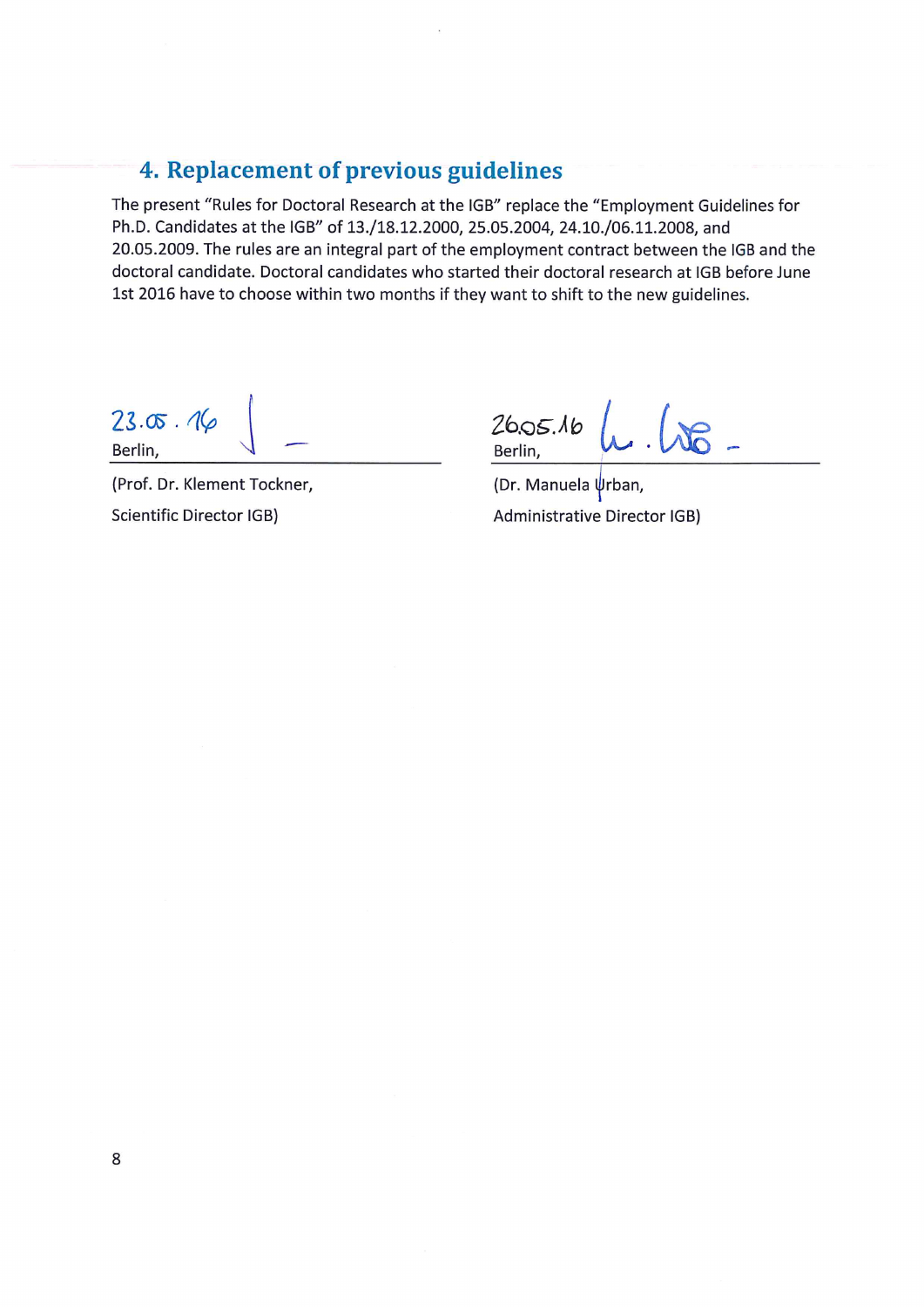## 4. Replacement of previous guidelines

The present "Rules for Doctoral Research at the IGB" replace the "Employment Guidelines for Ph.D. Candidates at the IGB" of 13./18.12.2000, 25.05.2004, 24.10./06.11.2008, and 20.05.2009. The rules are an integral part of the employment contract between the IGB and the doctoral candidate. Doctoral candidates who started their doctoral research at IGB before June 1st 2016 have to choose within two months if they want to shift to the new guidelines.

Berlin, 23.05.16

(Prof. Dr. Klement Tockner,

Scientific Director IGB)

Berlin, 26.05.16

(Dr. Manuela Urban,

Administrative Director IGB)